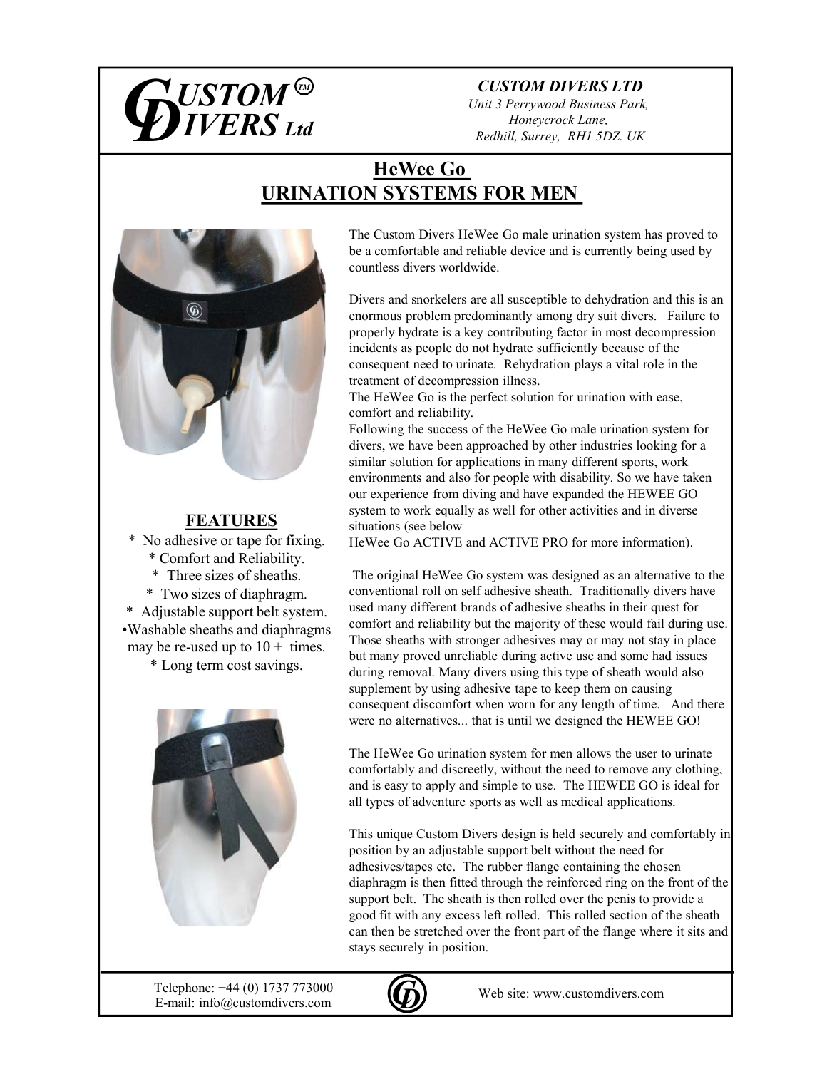# CUSTOM DIVERS Ltd

***CUSTOM DIVERS LTD***
*Unit 3 Perrywood Business Park,*
*Honeycrock Lane,*
*Redhill, Surrey, RH1 5DZ. UK*

## HeWee Go
## URINATION SYSTEMS FOR MEN

The Custom Divers HeWee Go male urination system has proved to be a comfortable and reliable device and is currently being used by countless divers worldwide.

Divers and snorkelers are all susceptible to dehydration and this is an enormous problem predominantly among dry suit divers. Failure to properly hydrate is a key contributing factor in most decompression incidents as people do not hydrate sufficiently because of the consequent need to urinate. Rehydration plays a vital role in the treatment of decompression illness.

The HeWee Go is the perfect solution for urination with ease, comfort and reliability.

Following the success of the HeWee Go male urination system for divers, we have been approached by other industries looking for a similar solution for applications in many different sports, work environments and also for people with disability. So we have taken our experience from diving and have expanded the HEWEE GO system to work equally as well for other activities and in diverse situations (see below HeWee Go ACTIVE and ACTIVE PRO for more information).

The original HeWee Go system was designed as an alternative to the conventional roll on self adhesive sheath. Traditionally divers have used many different brands of adhesive sheaths in their quest for comfort and reliability but the majority of these would fail during use. Those sheaths with stronger adhesives may or may not stay in place but many proved unreliable during active use and some had issues during removal. Many divers using this type of sheath would also supplement by using adhesive tape to keep them on causing consequent discomfort when worn for any length of time. And there were no alternatives... that is until we designed the HEWEE GO!

The HeWee Go urination system for men allows the user to urinate comfortably and discreetly, without the need to remove any clothing, and is easy to apply and simple to use. The HEWEE GO is ideal for all types of adventure sports as well as medical applications.

This unique Custom Divers design is held securely and comfortably in position by an adjustable support belt without the need for adhesives/tapes etc. The rubber flange containing the chosen diaphragm is then fitted through the reinforced ring on the front of the support belt. The sheath is then rolled over the penis to provide a good fit with any excess left rolled. This rolled section of the sheath can then be stretched over the front part of the flange where it sits and stays securely in position.

### FEATURES

* No adhesive or tape for fixing.
* Comfort and Reliability.
* Three sizes of sheaths.
* Two sizes of diaphragm.
* Adjustable support belt system.
* Washable sheaths and diaphragms may be re-used up to 10 + times.
* Long term cost savings.

Telephone: +44 (0) 1737 773000
E-mail: info@customdivers.com

Web site: www.customdivers.com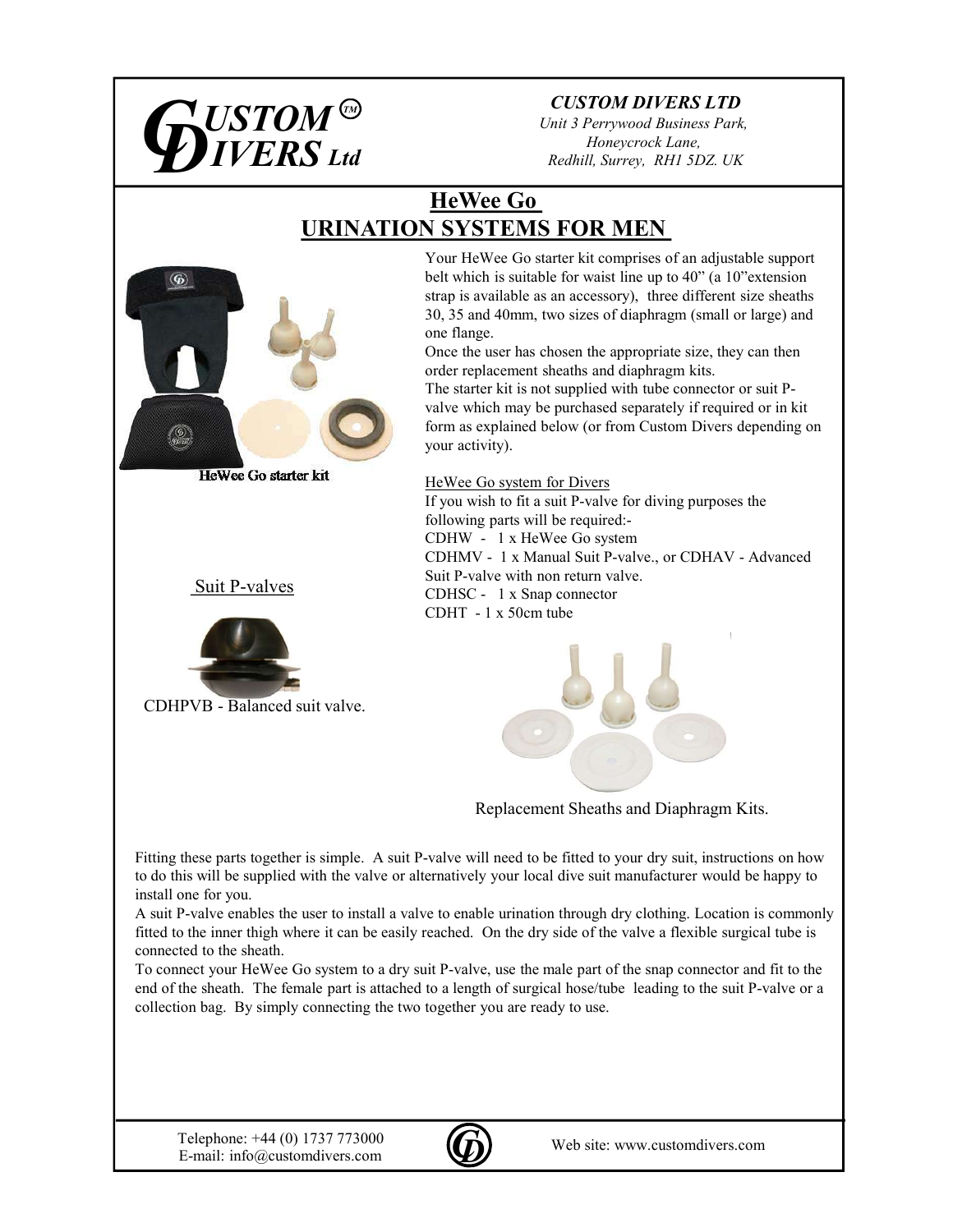# CUSTOM DIVERS Ltd

***CUSTOM DIVERS LTD***
*Unit 3 Perrywood Business Park,*
*Honeycrock Lane,*
*Redhill, Surrey, RH1 5DZ. UK*

## HeWee Go
## URINATION SYSTEMS FOR MEN

HeWee Go starter kit

Your HeWee Go starter kit comprises of an adjustable support belt which is suitable for waist line up to 40" (a 10"extension strap is available as an accessory), three different size sheaths 30, 35 and 40mm, two sizes of diaphragm (small or large) and one flange.

Once the user has chosen the appropriate size, they can then order replacement sheaths and diaphragm kits.

The starter kit is not supplied with tube connector or suit P-valve which may be purchased separately if required or in kit form as explained below (or from Custom Divers depending on your activity).

HeWee Go system for Divers

If you wish to fit a suit P-valve for diving purposes the following parts will be required:-

CDHW - 1 x HeWee Go system
CDHMV - 1 x Manual Suit P-valve., or CDHAV - Advanced Suit P-valve with non return valve.
CDHSC - 1 x Snap connector
CDHT - 1 x 50cm tube

Suit P-valves

CDHPVB - Balanced suit valve.

Replacement Sheaths and Diaphragm Kits.

Fitting these parts together is simple. A suit P-valve will need to be fitted to your dry suit, instructions on how to do this will be supplied with the valve or alternatively your local dive suit manufacturer would be happy to install one for you.

A suit P-valve enables the user to install a valve to enable urination through dry clothing. Location is commonly fitted to the inner thigh where it can be easily reached. On the dry side of the valve a flexible surgical tube is connected to the sheath.

To connect your HeWee Go system to a dry suit P-valve, use the male part of the snap connector and fit to the end of the sheath. The female part is attached to a length of surgical hose/tube leading to the suit P-valve or a collection bag. By simply connecting the two together you are ready to use.

Telephone: +44 (0) 1737 773000
E-mail: info@customdivers.com

Web site: www.customdivers.com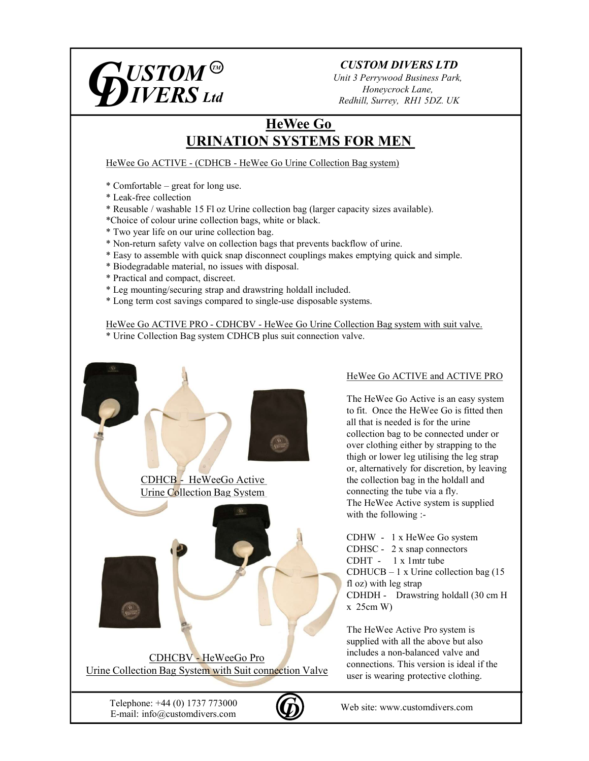# CUSTOM DIVERS Ltd

*CUSTOM DIVERS LTD*
*Unit 3 Perrywood Business Park,*
*Honeycrock Lane,*
*Redhill, Surrey, RH1 5DZ. UK*

## HeWee Go
## URINATION SYSTEMS FOR MEN

HeWee Go ACTIVE - (CDHCB - HeWee Go Urine Collection Bag system)

* Comfortable – great for long use.
* Leak-free collection
* Reusable / washable 15 Fl oz Urine collection bag (larger capacity sizes available).
*Choice of colour urine collection bags, white or black.
* Two year life on our urine collection bag.
* Non-return safety valve on collection bags that prevents backflow of urine.
* Easy to assemble with quick snap disconnect couplings makes emptying quick and simple.
* Biodegradable material, no issues with disposal.
* Practical and compact, discreet.
* Leg mounting/securing strap and drawstring holdall included.
* Long term cost savings compared to single-use disposable systems.

HeWee Go ACTIVE PRO - CDHCBV - HeWee Go Urine Collection Bag system with suit valve.
* Urine Collection Bag system CDHCB plus suit connection valve.

CDHCB - HeWeeGo Active Urine Collection Bag System

CDHCBV - HeWeeGo Pro Urine Collection Bag System with Suit connection Valve

HeWee Go ACTIVE and ACTIVE PRO

The HeWee Go Active is an easy system to fit. Once the HeWee Go is fitted then all that is needed is for the urine collection bag to be connected under or over clothing either by strapping to the thigh or lower leg utilising the leg strap or, alternatively for discretion, by leaving the collection bag in the holdall and connecting the tube via a fly.
The HeWee Active system is supplied with the following :-

CDHW - 1 x HeWee Go system
CDHSC - 2 x snap connectors
CDHT - 1 x 1mtr tube
CDHUCB – 1 x Urine collection bag (15 fl oz) with leg strap
CDHDH - Drawstring holdall (30 cm H x 25cm W)

The HeWee Active Pro system is supplied with all the above but also includes a non-balanced valve and connections. This version is ideal if the user is wearing protective clothing.

Telephone: +44 (0) 1737 773000
E-mail: info@customdivers.com

Web site: www.customdivers.com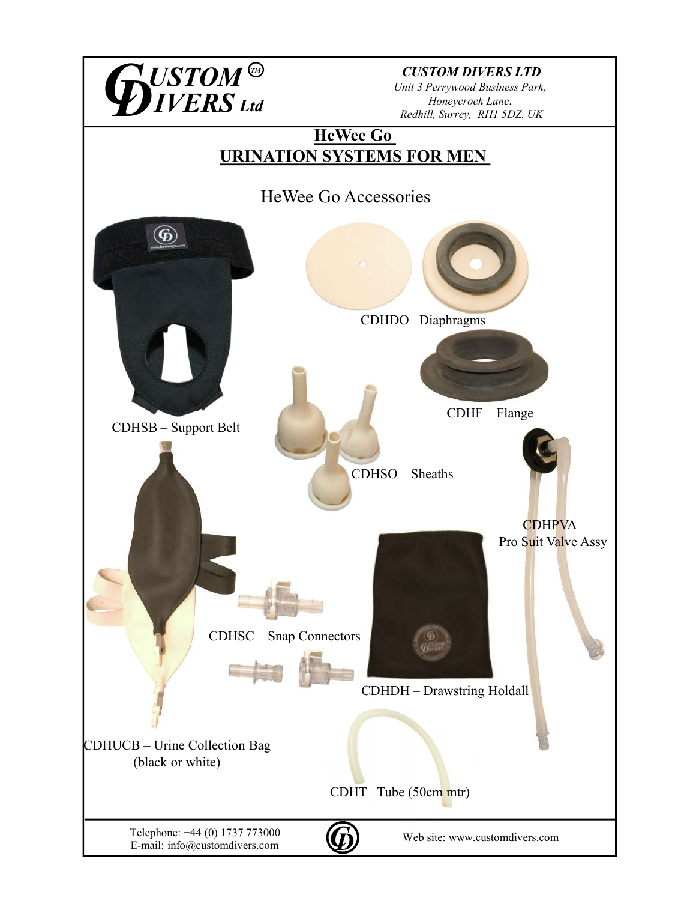**CUSTOM DIVERS Ltd**

***CUSTOM DIVERS LTD***
*Unit 3 Perrywood Business Park,*
*Honeycrock Lane,*
*Redhill, Surrey, RH1 5DZ. UK*

# HeWee Go
# URINATION SYSTEMS FOR MEN

## HeWee Go Accessories

CDHDO –Diaphragms

CDHF – Flange

CDHSB – Support Belt

CDHSO – Sheaths

CDHPVA
Pro Suit Valve Assy

CDHSC – Snap Connectors

CDHDH – Drawstring Holdall

CDHUCB – Urine Collection Bag
(black or white)

CDHT– Tube (50cm mtr)

Telephone: +44 (0) 1737 773000
E-mail: info@customdivers.com

Web site: www.customdivers.com